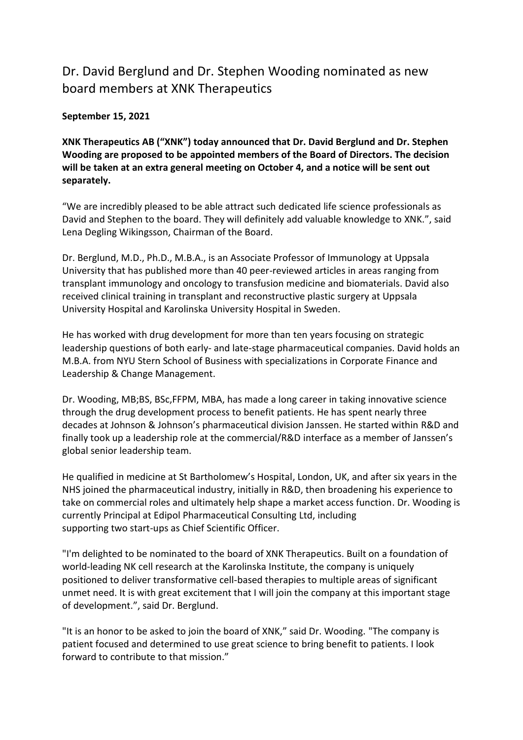# Dr. David Berglund and Dr. Stephen Wooding nominated as new board members at XNK Therapeutics

**September 15, 2021**

**XNK Therapeutics AB ("XNK") today announced that Dr. David Berglund and Dr. Stephen Wooding are proposed to be appointed members of the Board of Directors. The decision will be taken at an extra general meeting on October 4, and a notice will be sent out separately.**

"We are incredibly pleased to be able attract such dedicated life science professionals as David and Stephen to the board. They will definitely add valuable knowledge to XNK.", said Lena Degling Wikingsson, Chairman of the Board.

Dr. Berglund, M.D., Ph.D., M.B.A., is an Associate Professor of Immunology at Uppsala University that has published more than 40 peer-reviewed articles in areas ranging from transplant immunology and oncology to transfusion medicine and biomaterials. David also received clinical training in transplant and reconstructive plastic surgery at Uppsala University Hospital and Karolinska University Hospital in Sweden.

He has worked with drug development for more than ten years focusing on strategic leadership questions of both early- and late-stage pharmaceutical companies. David holds an M.B.A. from NYU Stern School of Business with specializations in Corporate Finance and Leadership & Change Management.

Dr. Wooding, MB;BS, BSc,FFPM, MBA, has made a long career in taking innovative science through the drug development process to benefit patients. He has spent nearly three decades at Johnson & Johnson's pharmaceutical division Janssen. He started within R&D and finally took up a leadership role at the commercial/R&D interface as a member of Janssen's global senior leadership team.

He qualified in medicine at St Bartholomew's Hospital, London, UK, and after six years in the NHS joined the pharmaceutical industry, initially in R&D, then broadening his experience to take on commercial roles and ultimately help shape a market access function. Dr. Wooding is currently Principal at Edipol Pharmaceutical Consulting Ltd, including supporting two start-ups as Chief Scientific Officer.

"I'm delighted to be nominated to the board of XNK Therapeutics. Built on a foundation of world-leading NK cell research at the Karolinska Institute, the company is uniquely positioned to deliver transformative cell-based therapies to multiple areas of significant unmet need. It is with great excitement that I will join the company at this important stage of development.", said Dr. Berglund.

"It is an honor to be asked to join the board of XNK," said Dr. Wooding. "The company is patient focused and determined to use great science to bring benefit to patients. I look forward to contribute to that mission."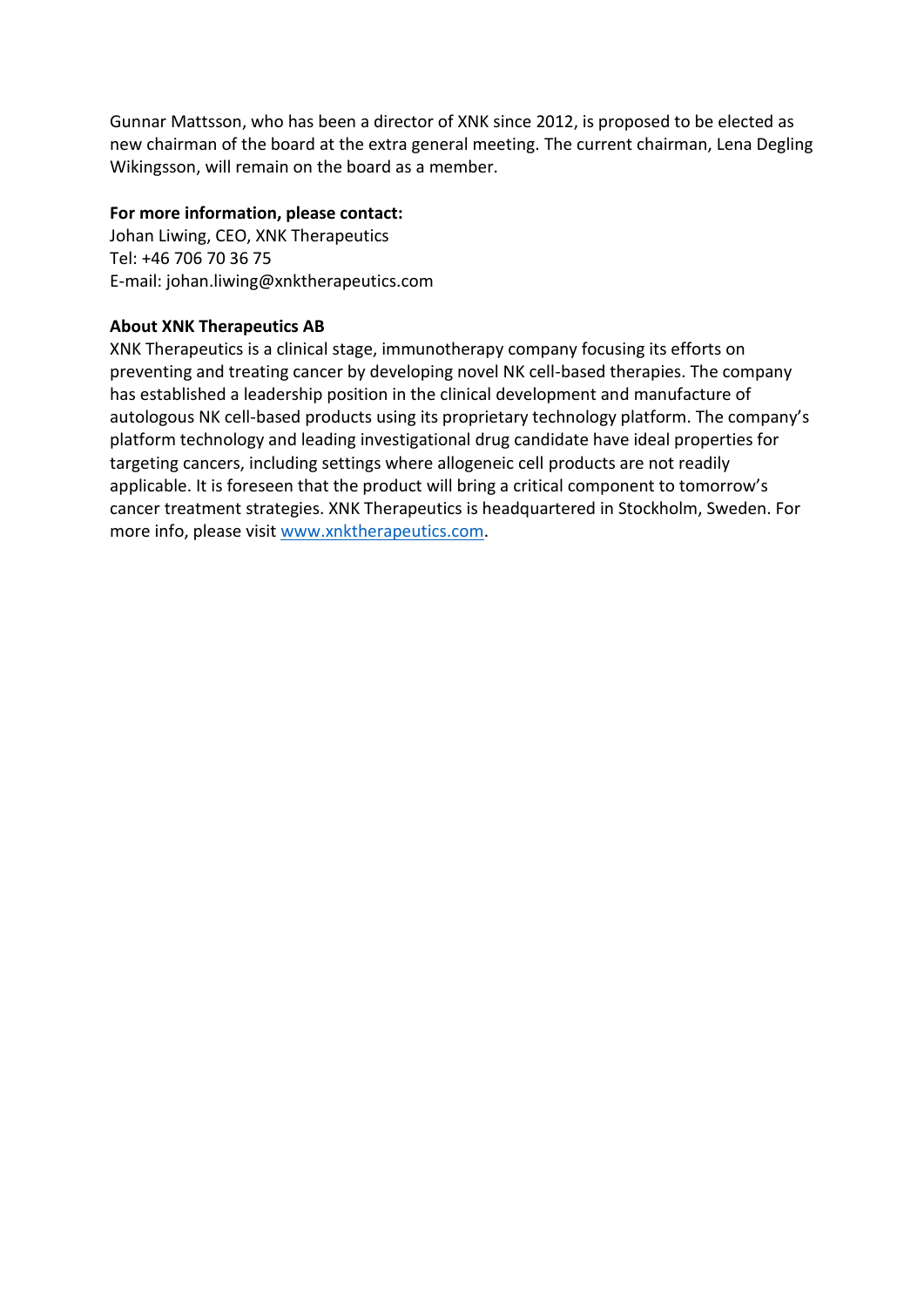Gunnar Mattsson, who has been a director of XNK since 2012, is proposed to be elected as new chairman of the board at the extra general meeting. The current chairman, Lena Degling Wikingsson, will remain on the board as a member.

**For more information, please contact:**
Johan Liwing, CEO, XNK Therapeutics
Tel: +46 706 70 36 75
E-mail: johan.liwing@xnktherapeutics.com

**About XNK Therapeutics AB**

XNK Therapeutics is a clinical stage, immunotherapy company focusing its efforts on preventing and treating cancer by developing novel NK cell-based therapies. The company has established a leadership position in the clinical development and manufacture of autologous NK cell-based products using its proprietary technology platform. The company's platform technology and leading investigational drug candidate have ideal properties for targeting cancers, including settings where allogeneic cell products are not readily applicable. It is foreseen that the product will bring a critical component to tomorrow's cancer treatment strategies. XNK Therapeutics is headquartered in Stockholm, Sweden. For more info, please visit [www.xnktherapeutics.com](http://www.xnktherapeutics.com).